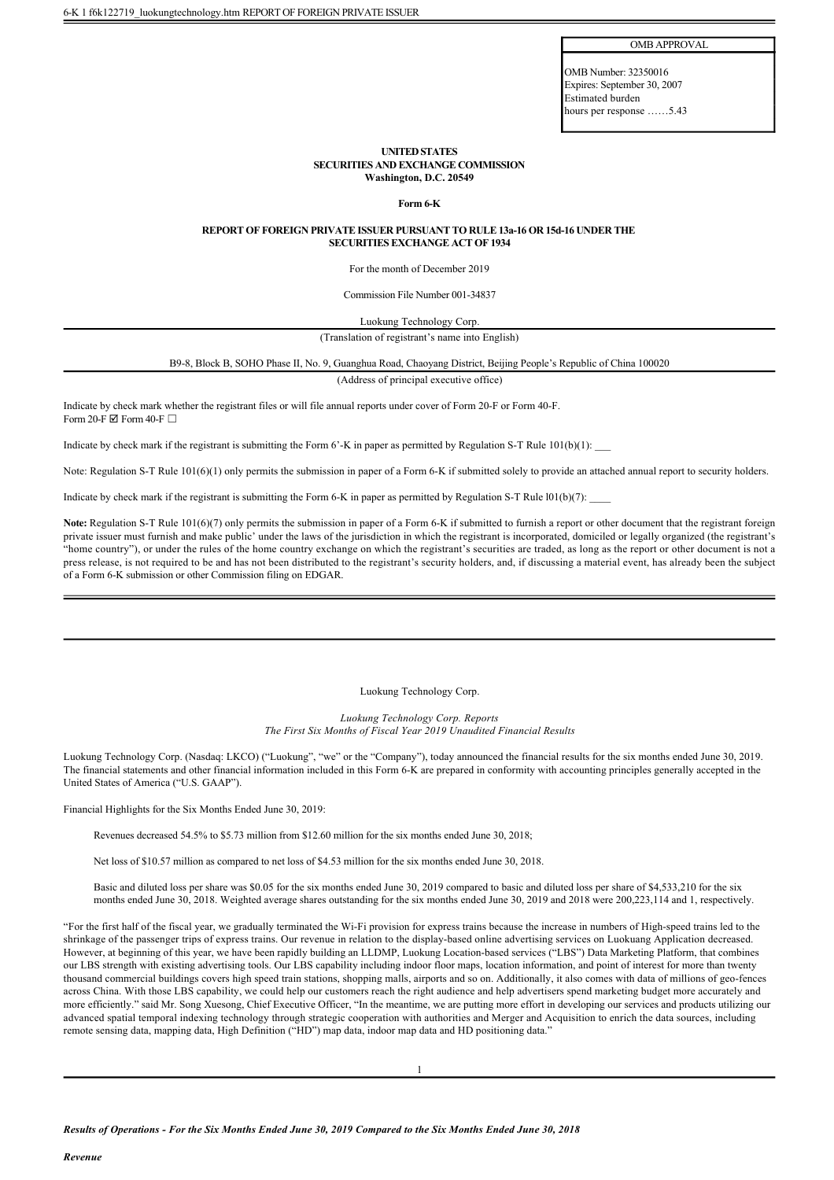6-K 1 f6k122719_luokungtechnology.htm REPORT OF FOREIGN PRIVATE ISSUER

| OMB APPROVAL |
|---|
| OMB Number: 32350016<br>Expires: September 30, 2007<br>Estimated burden<br>hours per response ……5.43 |

**UNITED STATES**
**SECURITIES AND EXCHANGE COMMISSION**
**Washington, D.C. 20549**

**Form 6-K**

**REPORT OF FOREIGN PRIVATE ISSUER PURSUANT TO RULE 13a-16 OR 15d-16 UNDER THE SECURITIES EXCHANGE ACT OF 1934**

For the month of December 2019

Commission File Number 001-34837

Luokung Technology Corp.

(Translation of registrant's name into English)

B9-8, Block B, SOHO Phase II, No. 9, Guanghua Road, Chaoyang District, Beijing People's Republic of China 100020

(Address of principal executive office)

Indicate by check mark whether the registrant files or will file annual reports under cover of Form 20-F or Form 40-F.
Form 20-F ☑ Form 40-F ☐

Indicate by check mark if the registrant is submitting the Form 6'-K in paper as permitted by Regulation S-T Rule 101(b)(1): ___

Note: Regulation S-T Rule 101(6)(1) only permits the submission in paper of a Form 6-K if submitted solely to provide an attached annual report to security holders.

Indicate by check mark if the registrant is submitting the Form 6-K in paper as permitted by Regulation S-T Rule l01(b)(7): ____

**Note:** Regulation S-T Rule 101(6)(7) only permits the submission in paper of a Form 6-K if submitted to furnish a report or other document that the registrant foreign private issuer must furnish and make public' under the laws of the jurisdiction in which the registrant is incorporated, domiciled or legally organized (the registrant's "home country"), or under the rules of the home country exchange on which the registrant's securities are traded, as long as the report or other document is not a press release, is not required to be and has not been distributed to the registrant's security holders, and, if discussing a material event, has already been the subject of a Form 6-K submission or other Commission filing on EDGAR.

---

Luokung Technology Corp.

*Luokung Technology Corp. Reports*
*The First Six Months of Fiscal Year 2019 Unaudited Financial Results*

Luokung Technology Corp. (Nasdaq: LKCO) ("Luokung", "we" or the "Company"), today announced the financial results for the six months ended June 30, 2019. The financial statements and other financial information included in this Form 6-K are prepared in conformity with accounting principles generally accepted in the United States of America ("U.S. GAAP").

Financial Highlights for the Six Months Ended June 30, 2019:

Revenues decreased 54.5% to $5.73 million from $12.60 million for the six months ended June 30, 2018;

Net loss of $10.57 million as compared to net loss of $4.53 million for the six months ended June 30, 2018.

Basic and diluted loss per share was $0.05 for the six months ended June 30, 2019 compared to basic and diluted loss per share of $4,533,210 for the six months ended June 30, 2018. Weighted average shares outstanding for the six months ended June 30, 2019 and 2018 were 200,223,114 and 1, respectively.

"For the first half of the fiscal year, we gradually terminated the Wi-Fi provision for express trains because the increase in numbers of High-speed trains led to the shrinkage of the passenger trips of express trains. Our revenue in relation to the display-based online advertising services on Luokuang Application decreased. However, at beginning of this year, we have been rapidly building an LLDMP, Luokung Location-based services ("LBS") Data Marketing Platform, that combines our LBS strength with existing advertising tools. Our LBS capability including indoor floor maps, location information, and point of interest for more than twenty thousand commercial buildings covers high speed train stations, shopping malls, airports and so on. Additionally, it also comes with data of millions of geo-fences across China. With those LBS capability, we could help our customers reach the right audience and help advertisers spend marketing budget more accurately and more efficiently." said Mr. Song Xuesong, Chief Executive Officer, "In the meantime, we are putting more effort in developing our services and products utilizing our advanced spatial temporal indexing technology through strategic cooperation with authorities and Merger and Acquisition to enrich the data sources, including remote sensing data, mapping data, High Definition ("HD") map data, indoor map data and HD positioning data."

***Results of Operations - For the Six Months Ended June 30, 2019 Compared to the Six Months Ended June 30, 2018***

***Revenue***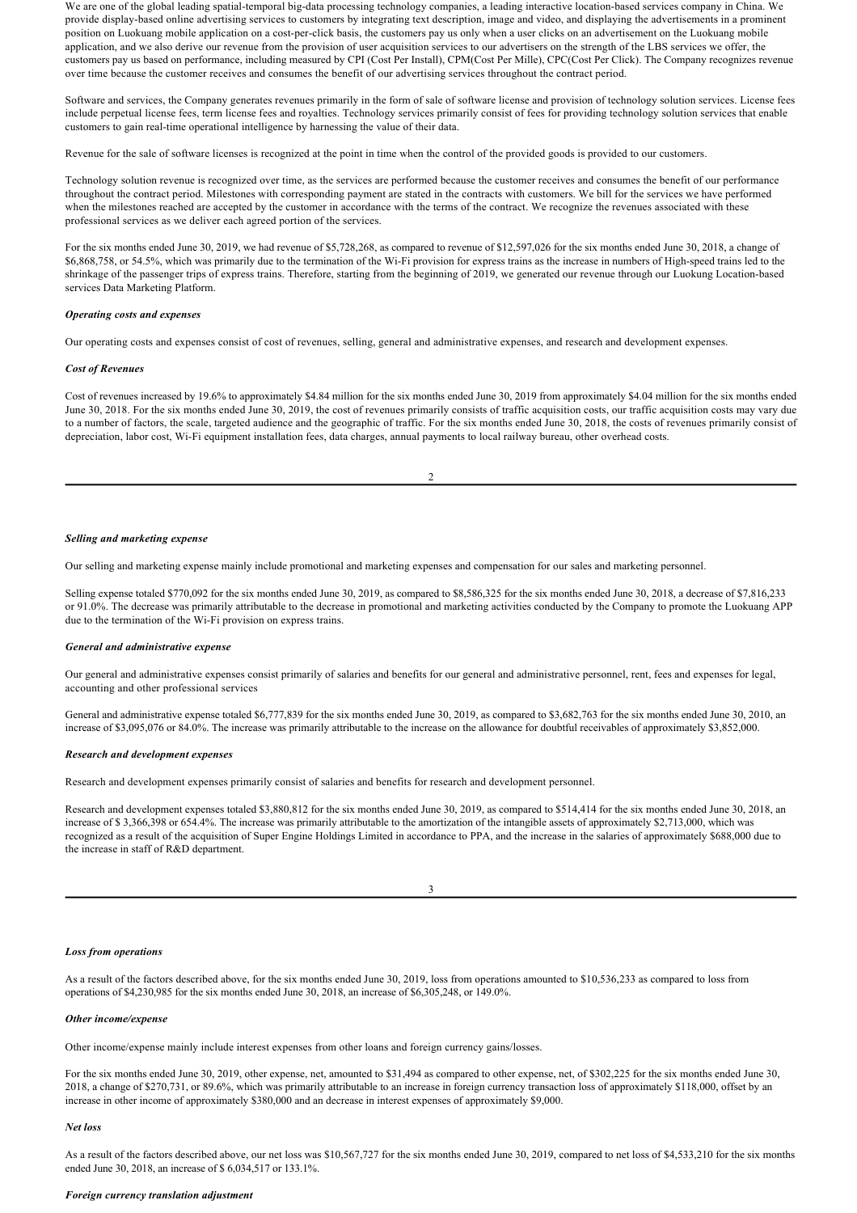We are one of the global leading spatial-temporal big-data processing technology companies, a leading interactive location-based services company in China. We provide display-based online advertising services to customers by integrating text description, image and video, and displaying the advertisements in a prominent position on Luokuang mobile application on a cost-per-click basis, the customers pay us only when a user clicks on an advertisement on the Luokuang mobile application, and we also derive our revenue from the provision of user acquisition services to our advertisers on the strength of the LBS services we offer, the customers pay us based on performance, including measured by CPI (Cost Per Install), CPM(Cost Per Mille), CPC(Cost Per Click). The Company recognizes revenue over time because the customer receives and consumes the benefit of our advertising services throughout the contract period.

Software and services, the Company generates revenues primarily in the form of sale of software license and provision of technology solution services. License fees include perpetual license fees, term license fees and royalties. Technology services primarily consist of fees for providing technology solution services that enable customers to gain real-time operational intelligence by harnessing the value of their data.

Revenue for the sale of software licenses is recognized at the point in time when the control of the provided goods is provided to our customers.

Technology solution revenue is recognized over time, as the services are performed because the customer receives and consumes the benefit of our performance throughout the contract period. Milestones with corresponding payment are stated in the contracts with customers. We bill for the services we have performed when the milestones reached are accepted by the customer in accordance with the terms of the contract. We recognize the revenues associated with these professional services as we deliver each agreed portion of the services.

For the six months ended June 30, 2019, we had revenue of $5,728,268, as compared to revenue of $12,597,026 for the six months ended June 30, 2018, a change of $6,868,758, or 54.5%, which was primarily due to the termination of the Wi-Fi provision for express trains as the increase in numbers of High-speed trains led to the shrinkage of the passenger trips of express trains. Therefore, starting from the beginning of 2019, we generated our revenue through our Luokung Location-based services Data Marketing Platform.

***Operating costs and expenses***

Our operating costs and expenses consist of cost of revenues, selling, general and administrative expenses, and research and development expenses.

***Cost of Revenues***

Cost of revenues increased by 19.6% to approximately $4.84 million for the six months ended June 30, 2019 from approximately $4.04 million for the six months ended June 30, 2018. For the six months ended June 30, 2019, the cost of revenues primarily consists of traffic acquisition costs, our traffic acquisition costs may vary due to a number of factors, the scale, targeted audience and the geographic of traffic. For the six months ended June 30, 2018, the costs of revenues primarily consist of depreciation, labor cost, Wi-Fi equipment installation fees, data charges, annual payments to local railway bureau, other overhead costs.

***Selling and marketing expense***

Our selling and marketing expense mainly include promotional and marketing expenses and compensation for our sales and marketing personnel.

Selling expense totaled $770,092 for the six months ended June 30, 2019, as compared to $8,586,325 for the six months ended June 30, 2018, a decrease of $7,816,233 or 91.0%. The decrease was primarily attributable to the decrease in promotional and marketing activities conducted by the Company to promote the Luokuang APP due to the termination of the Wi-Fi provision on express trains.

***General and administrative expense***

Our general and administrative expenses consist primarily of salaries and benefits for our general and administrative personnel, rent, fees and expenses for legal, accounting and other professional services

General and administrative expense totaled $6,777,839 for the six months ended June 30, 2019, as compared to $3,682,763 for the six months ended June 30, 2010, an increase of $3,095,076 or 84.0%. The increase was primarily attributable to the increase on the allowance for doubtful receivables of approximately $3,852,000.

***Research and development expenses***

Research and development expenses primarily consist of salaries and benefits for research and development personnel.

Research and development expenses totaled $3,880,812 for the six months ended June 30, 2019, as compared to $514,414 for the six months ended June 30, 2018, an increase of $ 3,366,398 or 654.4%. The increase was primarily attributable to the amortization of the intangible assets of approximately $2,713,000, which was recognized as a result of the acquisition of Super Engine Holdings Limited in accordance to PPA, and the increase in the salaries of approximately $688,000 due to the increase in staff of R&D department.

***Loss from operations***

As a result of the factors described above, for the six months ended June 30, 2019, loss from operations amounted to $10,536,233 as compared to loss from operations of $4,230,985 for the six months ended June 30, 2018, an increase of $6,305,248, or 149.0%.

***Other income/expense***

Other income/expense mainly include interest expenses from other loans and foreign currency gains/losses.

For the six months ended June 30, 2019, other expense, net, amounted to $31,494 as compared to other expense, net, of $302,225 for the six months ended June 30, 2018, a change of $270,731, or 89.6%, which was primarily attributable to an increase in foreign currency transaction loss of approximately $118,000, offset by an increase in other income of approximately $380,000 and an decrease in interest expenses of approximately $9,000.

***Net loss***

As a result of the factors described above, our net loss was $10,567,727 for the six months ended June 30, 2019, compared to net loss of $4,533,210 for the six months ended June 30, 2018, an increase of $ 6,034,517 or 133.1%.

***Foreign currency translation adjustment***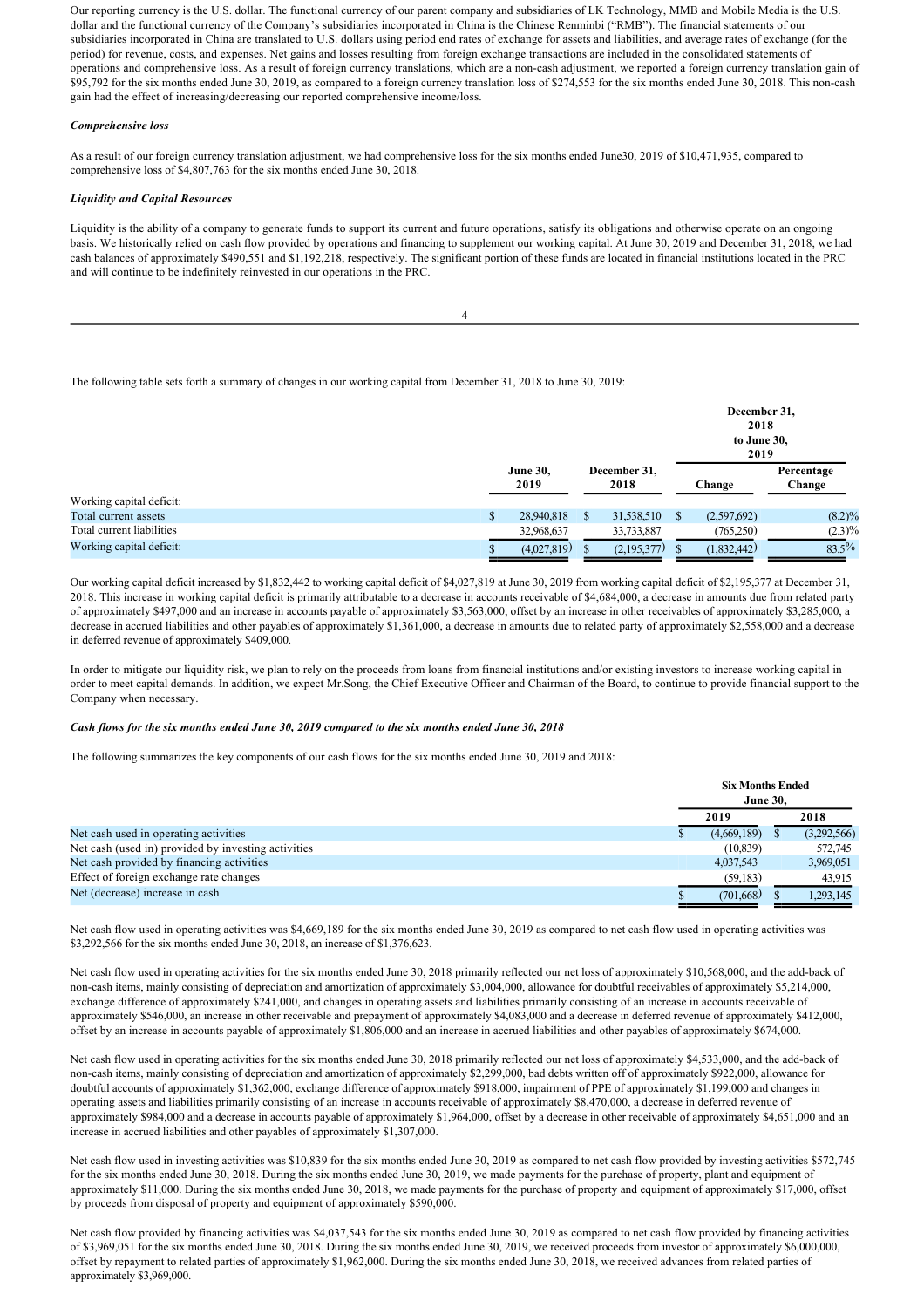Our reporting currency is the U.S. dollar. The functional currency of our parent company and subsidiaries of LK Technology, MMB and Mobile Media is the U.S. dollar and the functional currency of the Company's subsidiaries incorporated in China is the Chinese Renminbi ("RMB"). The financial statements of our subsidiaries incorporated in China are translated to U.S. dollars using period end rates of exchange for assets and liabilities, and average rates of exchange (for the period) for revenue, costs, and expenses. Net gains and losses resulting from foreign exchange transactions are included in the consolidated statements of operations and comprehensive loss. As a result of foreign currency translations, which are a non-cash adjustment, we reported a foreign currency translation gain of $95,792 for the six months ended June 30, 2019, as compared to a foreign currency translation loss of $274,553 for the six months ended June 30, 2018. This non-cash gain had the effect of increasing/decreasing our reported comprehensive income/loss.

***Comprehensive loss***

As a result of our foreign currency translation adjustment, we had comprehensive loss for the six months ended June30, 2019 of $10,471,935, compared to comprehensive loss of $4,807,763 for the six months ended June 30, 2018.

***Liquidity and Capital Resources***

Liquidity is the ability of a company to generate funds to support its current and future operations, satisfy its obligations and otherwise operate on an ongoing basis. We historically relied on cash flow provided by operations and financing to supplement our working capital. At June 30, 2019 and December 31, 2018, we had cash balances of approximately $490,551 and $1,192,218, respectively. The significant portion of these funds are located in financial institutions located in the PRC and will continue to be indefinitely reinvested in our operations in the PRC.

The following table sets forth a summary of changes in our working capital from December 31, 2018 to June 30, 2019:

| | June 30, 2019 | December 31, 2018 | December 31, 2018 to June 30, 2019 Change | Percentage Change |
|---|---|---|---|---|
| Working capital deficit: | | | | |
| Total current assets | $ 28,940,818 | $ 31,538,510 | $ (2,597,692) | (8.2)% |
| Total current liabilities | 32,968,637 | 33,733,887 | (765,250) | (2.3)% |
| Working capital deficit: | $ (4,027,819) | $ (2,195,377) | $ (1,832,442) | 83.5% |

Our working capital deficit increased by $1,832,442 to working capital deficit of $4,027,819 at June 30, 2019 from working capital deficit of $2,195,377 at December 31, 2018. This increase in working capital deficit is primarily attributable to a decrease in accounts receivable of $4,684,000, a decrease in amounts due from related party of approximately $497,000 and an increase in accounts payable of approximately $3,563,000, offset by an increase in other receivables of approximately $3,285,000, a decrease in accrued liabilities and other payables of approximately $1,361,000, a decrease in amounts due to related party of approximately $2,558,000 and a decrease in deferred revenue of approximately $409,000.

In order to mitigate our liquidity risk, we plan to rely on the proceeds from loans from financial institutions and/or existing investors to increase working capital in order to meet capital demands. In addition, we expect Mr.Song, the Chief Executive Officer and Chairman of the Board, to continue to provide financial support to the Company when necessary.

***Cash flows for the six months ended June 30, 2019 compared to the six months ended June 30, 2018***

The following summarizes the key components of our cash flows for the six months ended June 30, 2019 and 2018:

| | Six Months Ended June 30, 2019 | Six Months Ended June 30, 2018 |
|---|---|---|
| Net cash used in operating activities | $ (4,669,189) | $ (3,292,566) |
| Net cash (used in) provided by investing activities | (10,839) | 572,745 |
| Net cash provided by financing activities | 4,037,543 | 3,969,051 |
| Effect of foreign exchange rate changes | (59,183) | 43,915 |
| Net (decrease) increase in cash | $ (701,668) | $ 1,293,145 |

Net cash flow used in operating activities was $4,669,189 for the six months ended June 30, 2019 as compared to net cash flow used in operating activities was $3,292,566 for the six months ended June 30, 2018, an increase of $1,376,623.

Net cash flow used in operating activities for the six months ended June 30, 2018 primarily reflected our net loss of approximately $10,568,000, and the add-back of non-cash items, mainly consisting of depreciation and amortization of approximately $3,004,000, allowance for doubtful receivables of approximately $5,214,000, exchange difference of approximately $241,000, and changes in operating assets and liabilities primarily consisting of an increase in accounts receivable of approximately $546,000, an increase in other receivable and prepayment of approximately $4,083,000 and a decrease in deferred revenue of approximately $412,000, offset by an increase in accounts payable of approximately $1,806,000 and an increase in accrued liabilities and other payables of approximately $674,000.

Net cash flow used in operating activities for the six months ended June 30, 2018 primarily reflected our net loss of approximately $4,533,000, and the add-back of non-cash items, mainly consisting of depreciation and amortization of approximately $2,299,000, bad debts written off of approximately $922,000, allowance for doubtful accounts of approximately $1,362,000, exchange difference of approximately $918,000, impairment of PPE of approximately $1,199,000 and changes in operating assets and liabilities primarily consisting of an increase in accounts receivable of approximately $8,470,000, a decrease in deferred revenue of approximately $984,000 and a decrease in accounts payable of approximately $1,964,000, offset by a decrease in other receivable of approximately $4,651,000 and an increase in accrued liabilities and other payables of approximately $1,307,000.

Net cash flow used in investing activities was $10,839 for the six months ended June 30, 2019 as compared to net cash flow provided by investing activities $572,745 for the six months ended June 30, 2018. During the six months ended June 30, 2019, we made payments for the purchase of property, plant and equipment of approximately $11,000. During the six months ended June 30, 2018, we made payments for the purchase of property and equipment of approximately $17,000, offset by proceeds from disposal of property and equipment of approximately $590,000.

Net cash flow provided by financing activities was $4,037,543 for the six months ended June 30, 2019 as compared to net cash flow provided by financing activities of $3,969,051 for the six months ended June 30, 2018. During the six months ended June 30, 2019, we received proceeds from investor of approximately $6,000,000, offset by repayment to related parties of approximately $1,962,000. During the six months ended June 30, 2018, we received advances from related parties of approximately $3,969,000.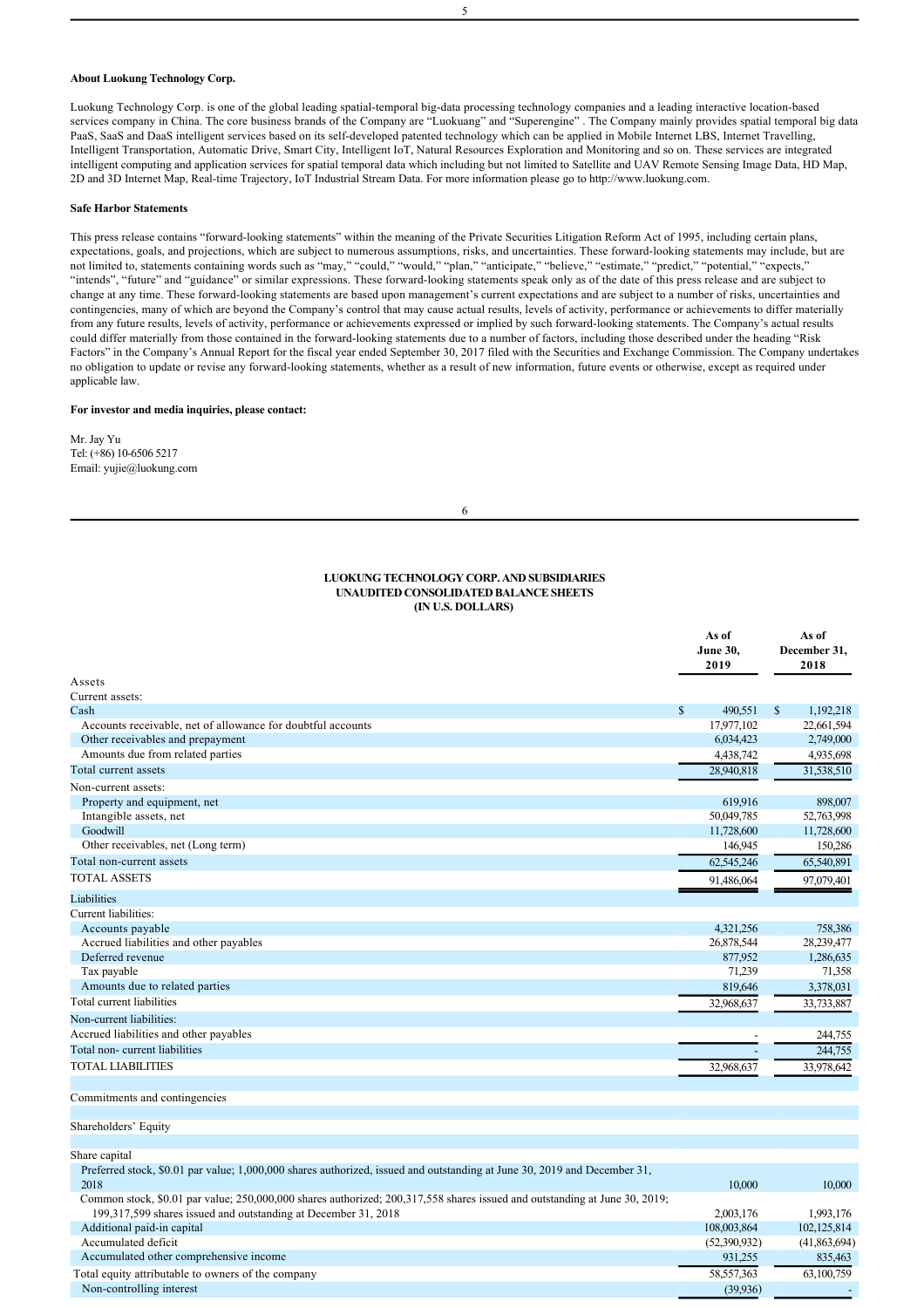**About Luokung Technology Corp.**

Luokung Technology Corp. is one of the global leading spatial-temporal big-data processing technology companies and a leading interactive location-based services company in China. The core business brands of the Company are "Luokuang" and "Superengine" . The Company mainly provides spatial temporal big data PaaS, SaaS and DaaS intelligent services based on its self-developed patented technology which can be applied in Mobile Internet LBS, Internet Travelling, Intelligent Transportation, Automatic Drive, Smart City, Intelligent IoT, Natural Resources Exploration and Monitoring and so on. These services are integrated intelligent computing and application services for spatial temporal data which including but not limited to Satellite and UAV Remote Sensing Image Data, HD Map, 2D and 3D Internet Map, Real-time Trajectory, IoT Industrial Stream Data. For more information please go to http://www.luokung.com.

**Safe Harbor Statements**

This press release contains "forward-looking statements" within the meaning of the Private Securities Litigation Reform Act of 1995, including certain plans, expectations, goals, and projections, which are subject to numerous assumptions, risks, and uncertainties. These forward-looking statements may include, but are not limited to, statements containing words such as "may," "could," "would," "plan," "anticipate," "believe," "estimate," "predict," "potential," "expects," "intends", "future" and "guidance" or similar expressions. These forward-looking statements speak only as of the date of this press release and are subject to change at any time. These forward-looking statements are based upon management's current expectations and are subject to a number of risks, uncertainties and contingencies, many of which are beyond the Company's control that may cause actual results, levels of activity, performance or achievements to differ materially from any future results, levels of activity, performance or achievements expressed or implied by such forward-looking statements. The Company's actual results could differ materially from those contained in the forward-looking statements due to a number of factors, including those described under the heading "Risk Factors" in the Company's Annual Report for the fiscal year ended September 30, 2017 filed with the Securities and Exchange Commission. The Company undertakes no obligation to update or revise any forward-looking statements, whether as a result of new information, future events or otherwise, except as required under applicable law.

**For investor and media inquiries, please contact:**

Mr. Jay Yu
Tel: (+86) 10-6506 5217
Email: yujie@luokung.com

**LUOKUNG TECHNOLOGY CORP. AND SUBSIDIARIES**
**UNAUDITED CONSOLIDATED BALANCE SHEETS**
**(IN U.S. DOLLARS)**

| | As of June 30, 2019 | As of December 31, 2018 |
|---|---|---|
| Assets | | |
| Current assets: | | |
| Cash | $ 490,551 | $ 1,192,218 |
| Accounts receivable, net of allowance for doubtful accounts | 17,977,102 | 22,661,594 |
| Other receivables and prepayment | 6,034,423 | 2,749,000 |
| Amounts due from related parties | 4,438,742 | 4,935,698 |
| Total current assets | 28,940,818 | 31,538,510 |
| Non-current assets: | | |
| Property and equipment, net | 619,916 | 898,007 |
| Intangible assets, net | 50,049,785 | 52,763,998 |
| Goodwill | 11,728,600 | 11,728,600 |
| Other receivables, net (Long term) | 146,945 | 150,286 |
| Total non-current assets | 62,545,246 | 65,540,891 |
| TOTAL ASSETS | 91,486,064 | 97,079,401 |
| Liabilities | | |
| Current liabilities: | | |
| Accounts payable | 4,321,256 | 758,386 |
| Accrued liabilities and other payables | 26,878,544 | 28,239,477 |
| Deferred revenue | 877,952 | 1,286,635 |
| Tax payable | 71,239 | 71,358 |
| Amounts due to related parties | 819,646 | 3,378,031 |
| Total current liabilities | 32,968,637 | 33,733,887 |
| Non-current liabilities: | | |
| Accrued liabilities and other payables | - | 244,755 |
| Total non- current liabilities | - | 244,755 |
| TOTAL LIABILITIES | 32,968,637 | 33,978,642 |
| | | |
| Commitments and contingencies | | |
| | | |
| Shareholders' Equity | | |
| | | |
| Share capital | | |
| Preferred stock, $0.01 par value; 1,000,000 shares authorized, issued and outstanding at June 30, 2019 and December 31, 2018 | 10,000 | 10,000 |
| Common stock, $0.01 par value; 250,000,000 shares authorized; 200,317,558 shares issued and outstanding at June 30, 2019; 199,317,599 shares issued and outstanding at December 31, 2018 | 2,003,176 | 1,993,176 |
| Additional paid-in capital | 108,003,864 | 102,125,814 |
| Accumulated deficit | (52,390,932) | (41,863,694) |
| Accumulated other comprehensive income | 931,255 | 835,463 |
| Total equity attributable to owners of the company | 58,557,363 | 63,100,759 |
| Non-controlling interest | (39,936) | - |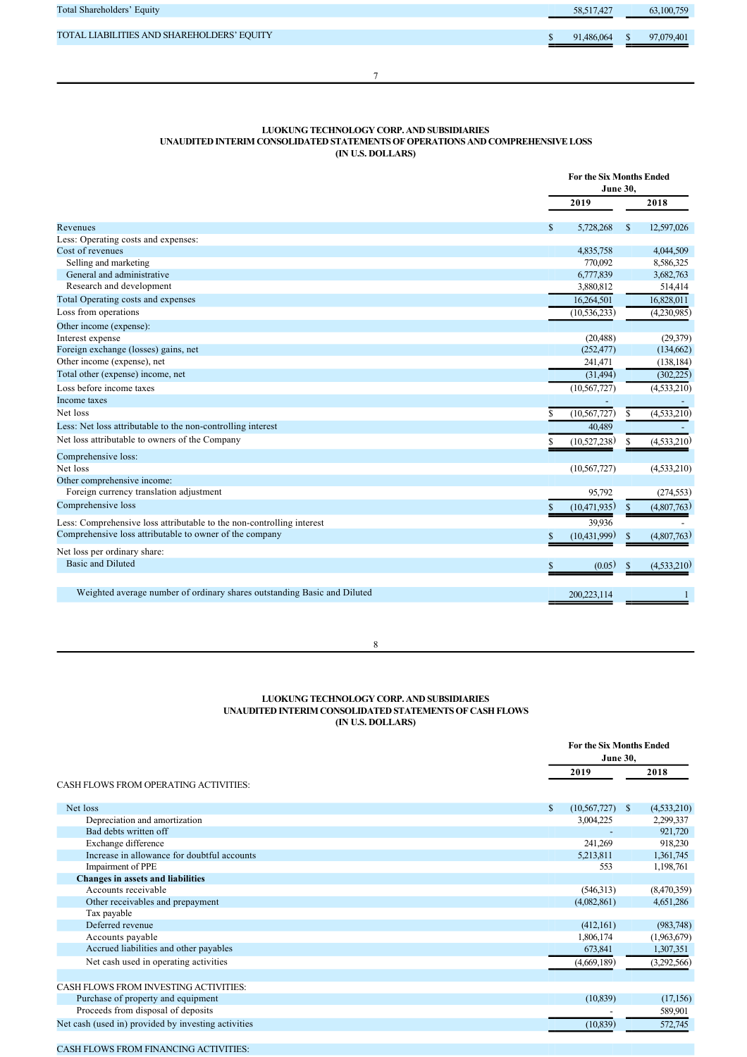| | | |
|---|---|---|
| Total Shareholders' Equity | 58,517,427 | 63,100,759 |
| TOTAL LIABILITIES AND SHAREHOLDERS' EQUITY | $ 91,486,064 | $ 97,079,401 |

## LUOKUNG TECHNOLOGY CORP. AND SUBSIDIARIES
## UNAUDITED INTERIM CONSOLIDATED STATEMENTS OF OPERATIONS AND COMPREHENSIVE LOSS
## (IN U.S. DOLLARS)

| | For the Six Months Ended June 30, | |
|---|---|---|
| | 2019 | 2018 |
| Revenues | $ 5,728,268 | $ 12,597,026 |
| Less: Operating costs and expenses: | | |
| Cost of revenues | 4,835,758 | 4,044,509 |
| Selling and marketing | 770,092 | 8,586,325 |
| General and administrative | 6,777,839 | 3,682,763 |
| Research and development | 3,880,812 | 514,414 |
| Total Operating costs and expenses | 16,264,501 | 16,828,011 |
| Loss from operations | (10,536,233) | (4,230,985) |
| Other income (expense): | | |
| Interest expense | (20,488) | (29,379) |
| Foreign exchange (losses) gains, net | (252,477) | (134,662) |
| Other income (expense), net | 241,471 | (138,184) |
| Total other (expense) income, net | (31,494) | (302,225) |
| Loss before income taxes | (10,567,727) | (4,533,210) |
| Income taxes | - | - |
| Net loss | $ (10,567,727) | $ (4,533,210) |
| Less: Net loss attributable to the non-controlling interest | 40,489 | - |
| Net loss attributable to owners of the Company | $ (10,527,238) | $ (4,533,210) |
| Comprehensive loss: | | |
| Net loss | (10,567,727) | (4,533,210) |
| Other comprehensive income: | | |
| Foreign currency translation adjustment | 95,792 | (274,553) |
| Comprehensive loss | $ (10,471,935) | $ (4,807,763) |
| Less: Comprehensive loss attributable to the non-controlling interest | 39,936 | - |
| Comprehensive loss attributable to owner of the company | $ (10,431,999) | $ (4,807,763) |
| Net loss per ordinary share: | | |
| Basic and Diluted | $ (0.05) | $ (4,533,210) |
| Weighted average number of ordinary shares outstanding Basic and Diluted | 200,223,114 | 1 |

## LUOKUNG TECHNOLOGY CORP. AND SUBSIDIARIES
## UNAUDITED INTERIM CONSOLIDATED STATEMENTS OF CASH FLOWS
## (IN U.S. DOLLARS)

| | For the Six Months Ended June 30, | |
|---|---|---|
| | 2019 | 2018 |
| CASH FLOWS FROM OPERATING ACTIVITIES: | | |
| Net loss | $ (10,567,727) | $ (4,533,210) |
| Depreciation and amortization | 3,004,225 | 2,299,337 |
| Bad debts written off | - | 921,720 |
| Exchange difference | 241,269 | 918,230 |
| Increase in allowance for doubtful accounts | 5,213,811 | 1,361,745 |
| Impairment of PPE | 553 | 1,198,761 |
| **Changes in assets and liabilities** | | |
| Accounts receivable | (546,313) | (8,470,359) |
| Other receivables and prepayment | (4,082,861) | 4,651,286 |
| Tax payable | | |
| Deferred revenue | (412,161) | (983,748) |
| Accounts payable | 1,806,174 | (1,963,679) |
| Accrued liabilities and other payables | 673,841 | 1,307,351 |
| Net cash used in operating activities | (4,669,189) | (3,292,566) |
| CASH FLOWS FROM INVESTING ACTIVITIES: | | |
| Purchase of property and equipment | (10,839) | (17,156) |
| Proceeds from disposal of deposits | - | 589,901 |
| Net cash (used in) provided by investing activities | (10,839) | 572,745 |
| CASH FLOWS FROM FINANCING ACTIVITIES: | | |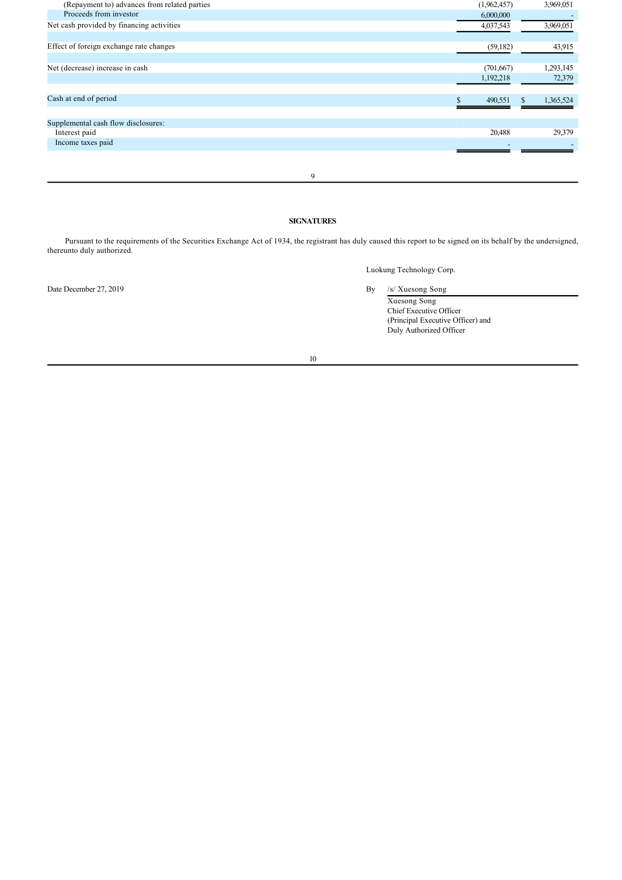| | | |
|---|---|---|
| (Repayment to) advances from related parties | (1,962,457) | 3,969,051 |
| Proceeds from investor | 6,000,000 | - |
| Net cash provided by financing activities | 4,037,543 | 3,969,051 |
| | | |
| Effect of foreign exchange rate changes | (59,182) | 43,915 |
| | | |
| Net (decrease) increase in cash | (701,667) | 1,293,145 |
| | 1,192,218 | 72,379 |
| | | |
| Cash at end of period | $ 490,551 | $ 1,365,524 |
| | | |
| Supplemental cash flow disclosures: | | |
| Interest paid | 20,488 | 29,379 |
| Income taxes paid | - | - |

## SIGNATURES

Pursuant to the requirements of the Securities Exchange Act of 1934, the registrant has duly caused this report to be signed on its behalf by the undersigned, thereunto duly authorized.

Luokung Technology Corp.

Date December 27, 2019

By /s/ Xuesong Song

Xuesong Song
Chief Executive Officer
(Principal Executive Officer) and
Duly Authorized Officer